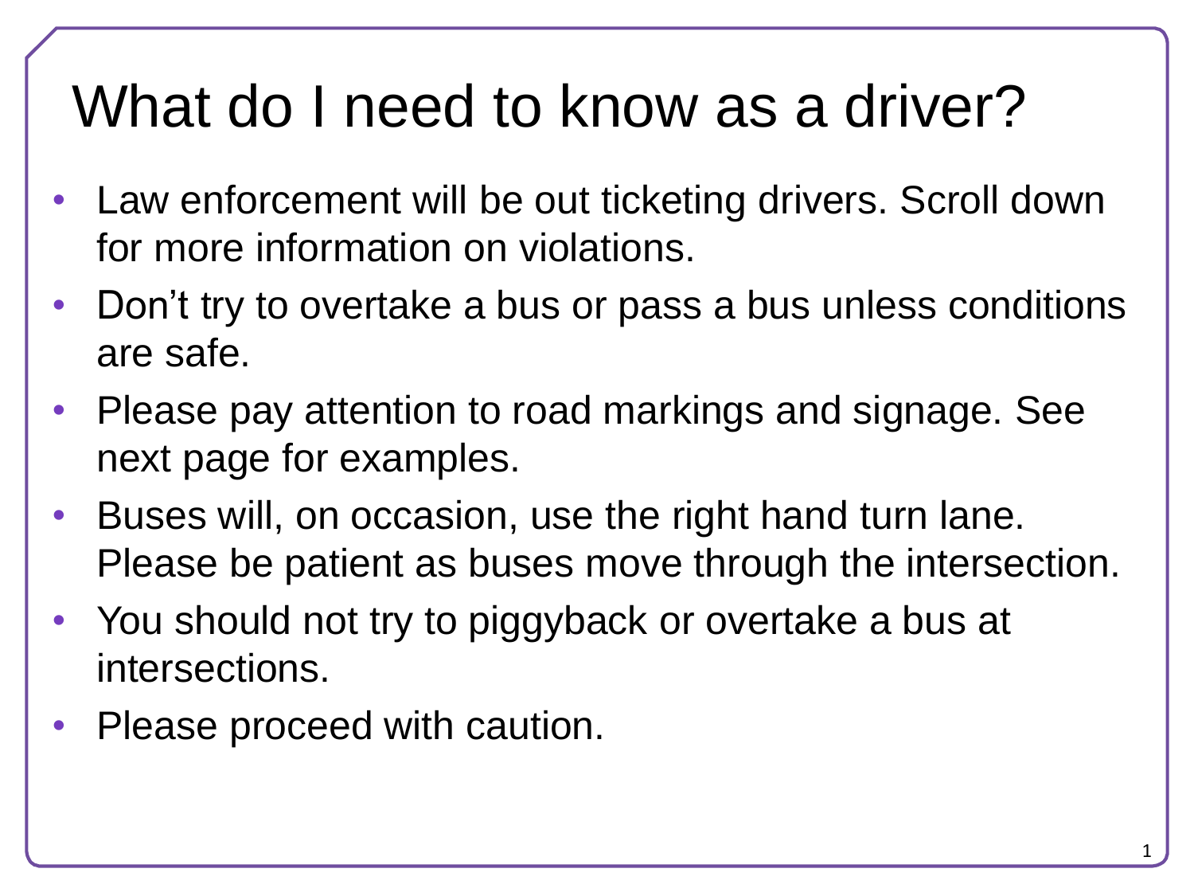# What do I need to know as a driver?

- Law enforcement will be out ticketing drivers. Scroll down for more information on violations.
- Don’t try to overtake a bus or pass a bus unless conditions are safe.
- Please pay attention to road markings and signage. See next page for examples.
- Buses will, on occasion, use the right hand turn lane. Please be patient as buses move through the intersection.
- You should not try to piggyback or overtake a bus at intersections.
- Please proceed with caution.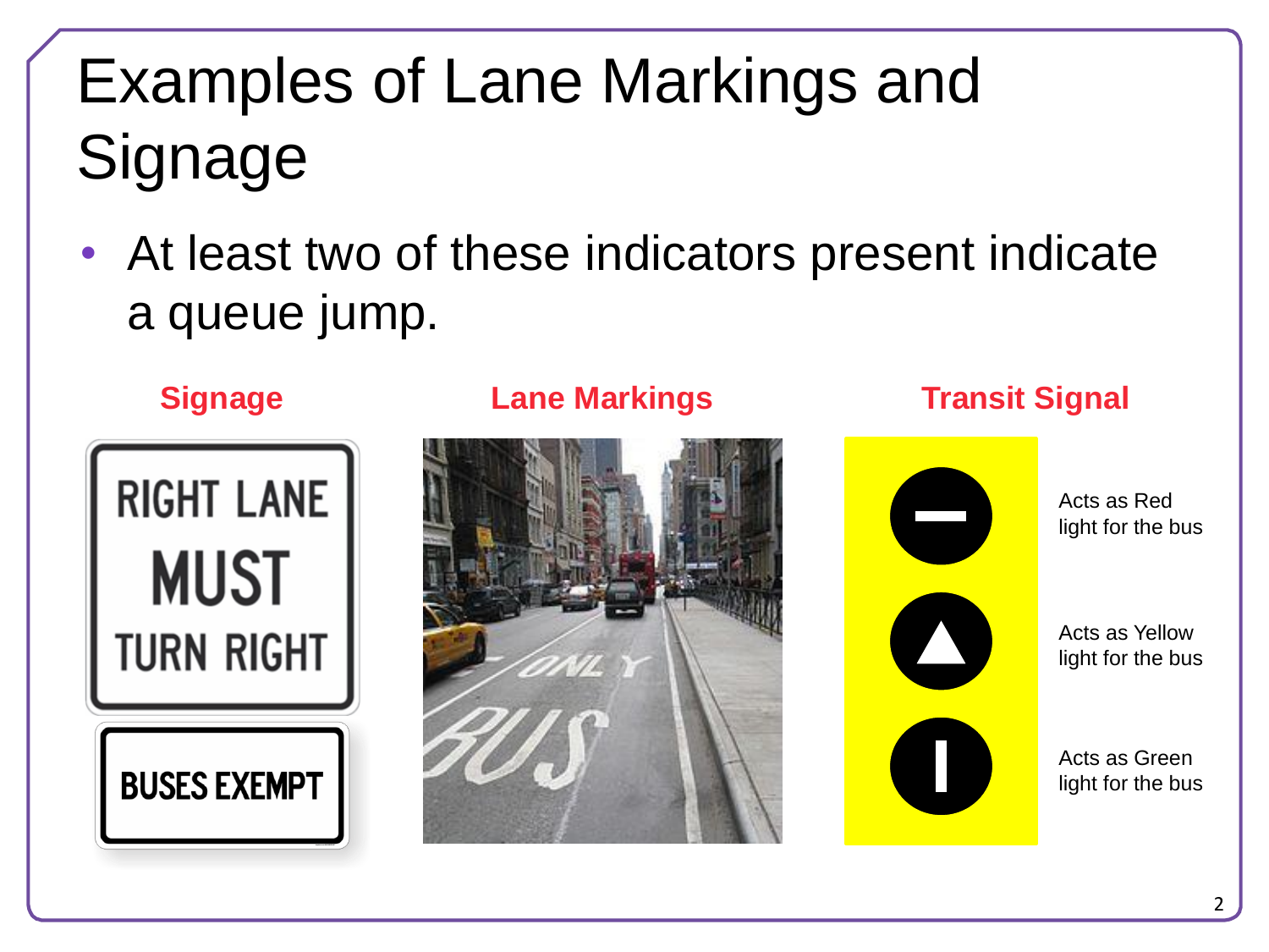# Examples of Lane Markings and Signage

- At least two of these indicators present indicate a queue jump.

**Signage**

RIGHT LANE MUST TURN RIGHT

BUSES EXEMPT

**Lane Markings**

**Transit Signal**

Acts as Red light for the bus

Acts as Yellow light for the bus

Acts as Green light for the bus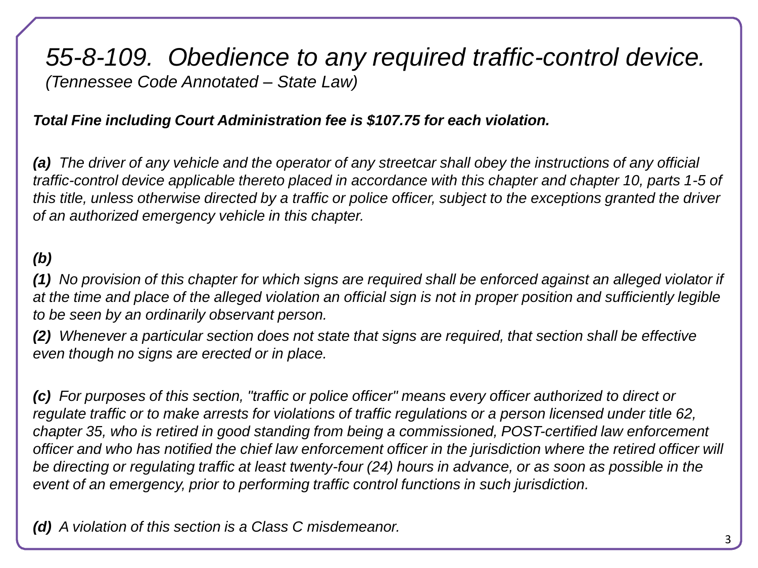# *55-8-109. Obedience to any required traffic-control device.*

*(Tennessee Code Annotated – State Law)*

***Total Fine including Court Administration fee is $107.75 for each violation.***

***(a)*** *The driver of any vehicle and the operator of any streetcar shall obey the instructions of any official traffic-control device applicable thereto placed in accordance with this chapter and chapter 10, parts 1-5 of this title, unless otherwise directed by a traffic or police officer, subject to the exceptions granted the driver of an authorized emergency vehicle in this chapter.*

***(b)***

***(1)*** *No provision of this chapter for which signs are required shall be enforced against an alleged violator if at the time and place of the alleged violation an official sign is not in proper position and sufficiently legible to be seen by an ordinarily observant person.*

***(2)*** *Whenever a particular section does not state that signs are required, that section shall be effective even though no signs are erected or in place.*

***(c)*** *For purposes of this section, "traffic or police officer" means every officer authorized to direct or regulate traffic or to make arrests for violations of traffic regulations or a person licensed under title 62, chapter 35, who is retired in good standing from being a commissioned, POST-certified law enforcement officer and who has notified the chief law enforcement officer in the jurisdiction where the retired officer will be directing or regulating traffic at least twenty-four (24) hours in advance, or as soon as possible in the event of an emergency, prior to performing traffic control functions in such jurisdiction.*

***(d)*** *A violation of this section is a Class C misdemeanor.*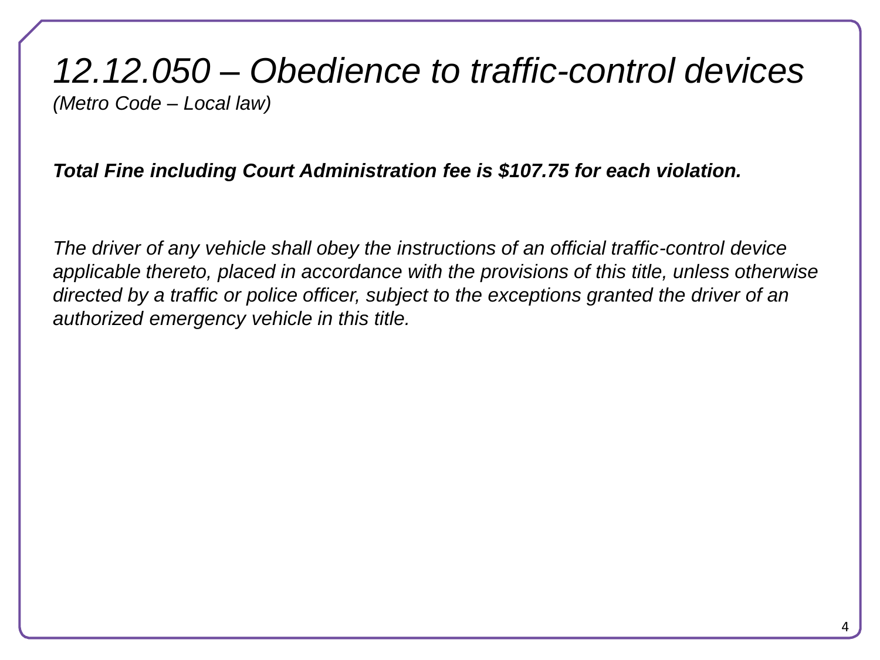# *12.12.050 – Obedience to traffic-control devices*

*(Metro Code – Local law)*

***Total Fine including Court Administration fee is $107.75 for each violation.***

*The driver of any vehicle shall obey the instructions of an official traffic-control device applicable thereto, placed in accordance with the provisions of this title, unless otherwise directed by a traffic or police officer, subject to the exceptions granted the driver of an authorized emergency vehicle in this title.*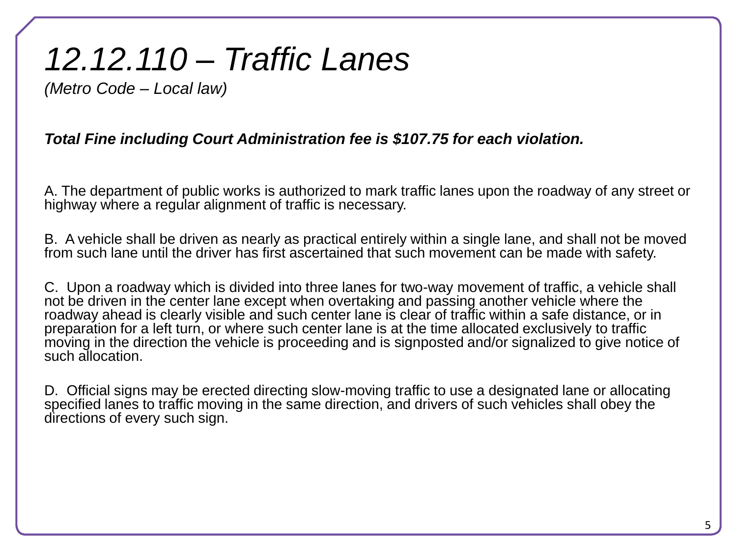# *12.12.110 – Traffic Lanes*

*(Metro Code – Local law)*

***Total Fine including Court Administration fee is $107.75 for each violation.***

A. The department of public works is authorized to mark traffic lanes upon the roadway of any street or highway where a regular alignment of traffic is necessary.

B. A vehicle shall be driven as nearly as practical entirely within a single lane, and shall not be moved from such lane until the driver has first ascertained that such movement can be made with safety.

C. Upon a roadway which is divided into three lanes for two-way movement of traffic, a vehicle shall not be driven in the center lane except when overtaking and passing another vehicle where the roadway ahead is clearly visible and such center lane is clear of traffic within a safe distance, or in preparation for a left turn, or where such center lane is at the time allocated exclusively to traffic moving in the direction the vehicle is proceeding and is signposted and/or signalized to give notice of such allocation.

D. Official signs may be erected directing slow-moving traffic to use a designated lane or allocating specified lanes to traffic moving in the same direction, and drivers of such vehicles shall obey the directions of every such sign.